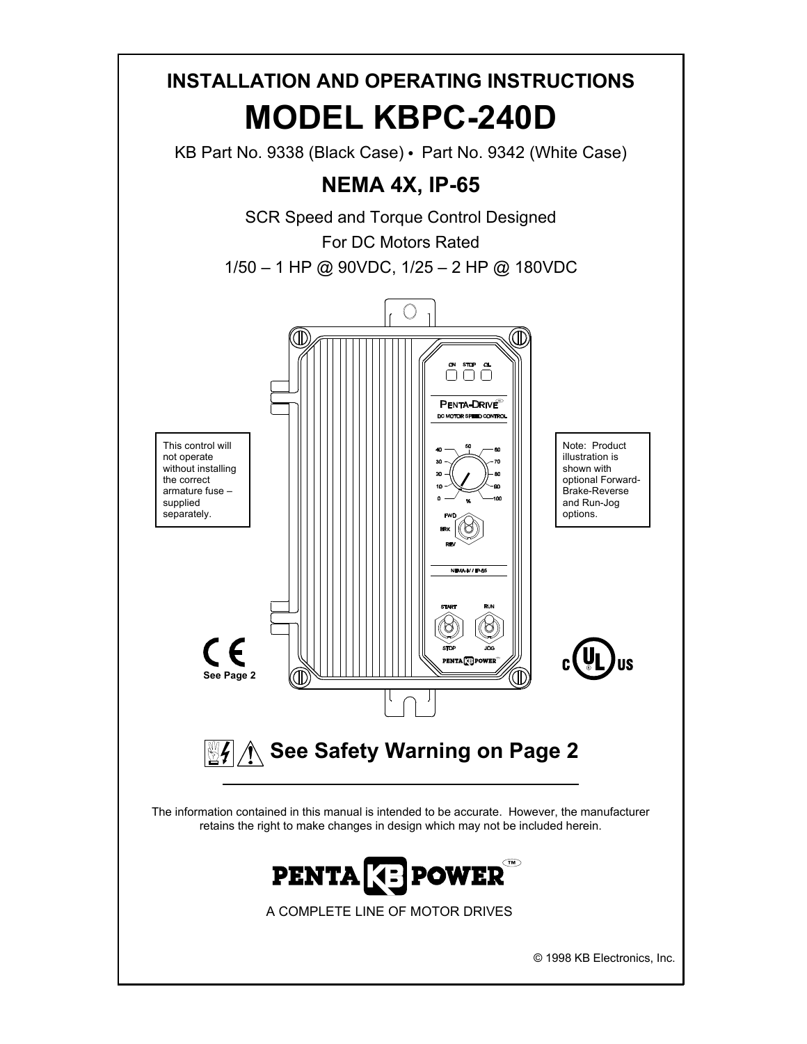# INSTALLATION AND OPERATING INSTRUCTIONS

# MODEL KBPC-240D

KB Part No. 9338 (Black Case) • Part No. 9342 (White Case)

## NEMA 4X, IP-65

SCR Speed and Torque Control Designed
For DC Motors Rated
1/50 – 1 HP @ 90VDC, 1/25 – 2 HP @ 180VDC

This control will not operate without installing the correct armature fuse – supplied separately.

Note: Product illustration is shown with optional Forward-Brake-Reverse and Run-Jog options.

CE See Page 2

c UL us

## ⚠ See Safety Warning on Page 2

The information contained in this manual is intended to be accurate. However, the manufacturer retains the right to make changes in design which may not be included herein.

PENTA KB POWER™

A COMPLETE LINE OF MOTOR DRIVES

© 1998 KB Electronics, Inc.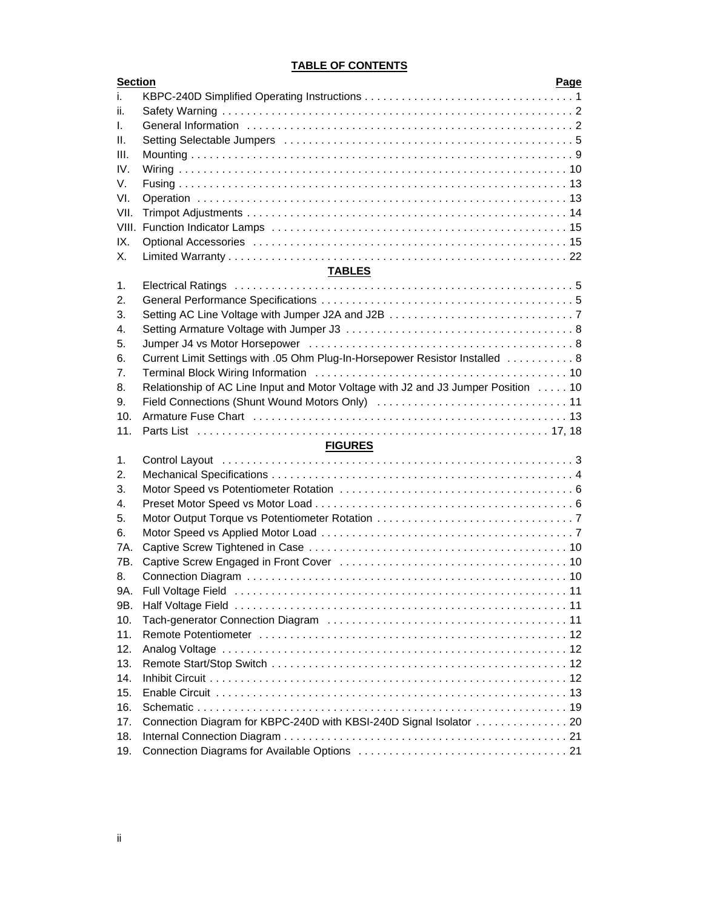# TABLE OF CONTENTS

| Section | | Page |
|---|---|---|
| i. | KBPC-240D Simplified Operating Instructions | 1 |
| ii. | Safety Warning | 2 |
| I. | General Information | 2 |
| II. | Setting Selectable Jumpers | 5 |
| III. | Mounting | 9 |
| IV. | Wiring | 10 |
| V. | Fusing | 13 |
| VI. | Operation | 13 |
| VII. | Trimpot Adjustments | 14 |
| VIII. | Function Indicator Lamps | 15 |
| IX. | Optional Accessories | 15 |
| X. | Limited Warranty | 22 |

## TABLES

| | | |
|---|---|---|
| 1. | Electrical Ratings | 5 |
| 2. | General Performance Specifications | 5 |
| 3. | Setting AC Line Voltage with Jumper J2A and J2B | 7 |
| 4. | Setting Armature Voltage with Jumper J3 | 8 |
| 5. | Jumper J4 vs Motor Horsepower | 8 |
| 6. | Current Limit Settings with .05 Ohm Plug-In-Horsepower Resistor Installed | 8 |
| 7. | Terminal Block Wiring Information | 10 |
| 8. | Relationship of AC Line Input and Motor Voltage with J2 and J3 Jumper Position | 10 |
| 9. | Field Connections (Shunt Wound Motors Only) | 11 |
| 10. | Armature Fuse Chart | 13 |
| 11. | Parts List | 17, 18 |

## FIGURES

| | | |
|---|---|---|
| 1. | Control Layout | 3 |
| 2. | Mechanical Specifications | 4 |
| 3. | Motor Speed vs Potentiometer Rotation | 6 |
| 4. | Preset Motor Speed vs Motor Load | 6 |
| 5. | Motor Output Torque vs Potentiometer Rotation | 7 |
| 6. | Motor Speed vs Applied Motor Load | 7 |
| 7A. | Captive Screw Tightened in Case | 10 |
| 7B. | Captive Screw Engaged in Front Cover | 10 |
| 8. | Connection Diagram | 10 |
| 9A. | Full Voltage Field | 11 |
| 9B. | Half Voltage Field | 11 |
| 10. | Tach-generator Connection Diagram | 11 |
| 11. | Remote Potentiometer | 12 |
| 12. | Analog Voltage | 12 |
| 13. | Remote Start/Stop Switch | 12 |
| 14. | Inhibit Circuit | 12 |
| 15. | Enable Circuit | 13 |
| 16. | Schematic | 19 |
| 17. | Connection Diagram for KBPC-240D with KBSI-240D Signal Isolator | 20 |
| 18. | Internal Connection Diagram | 21 |
| 19. | Connection Diagrams for Available Options | 21 |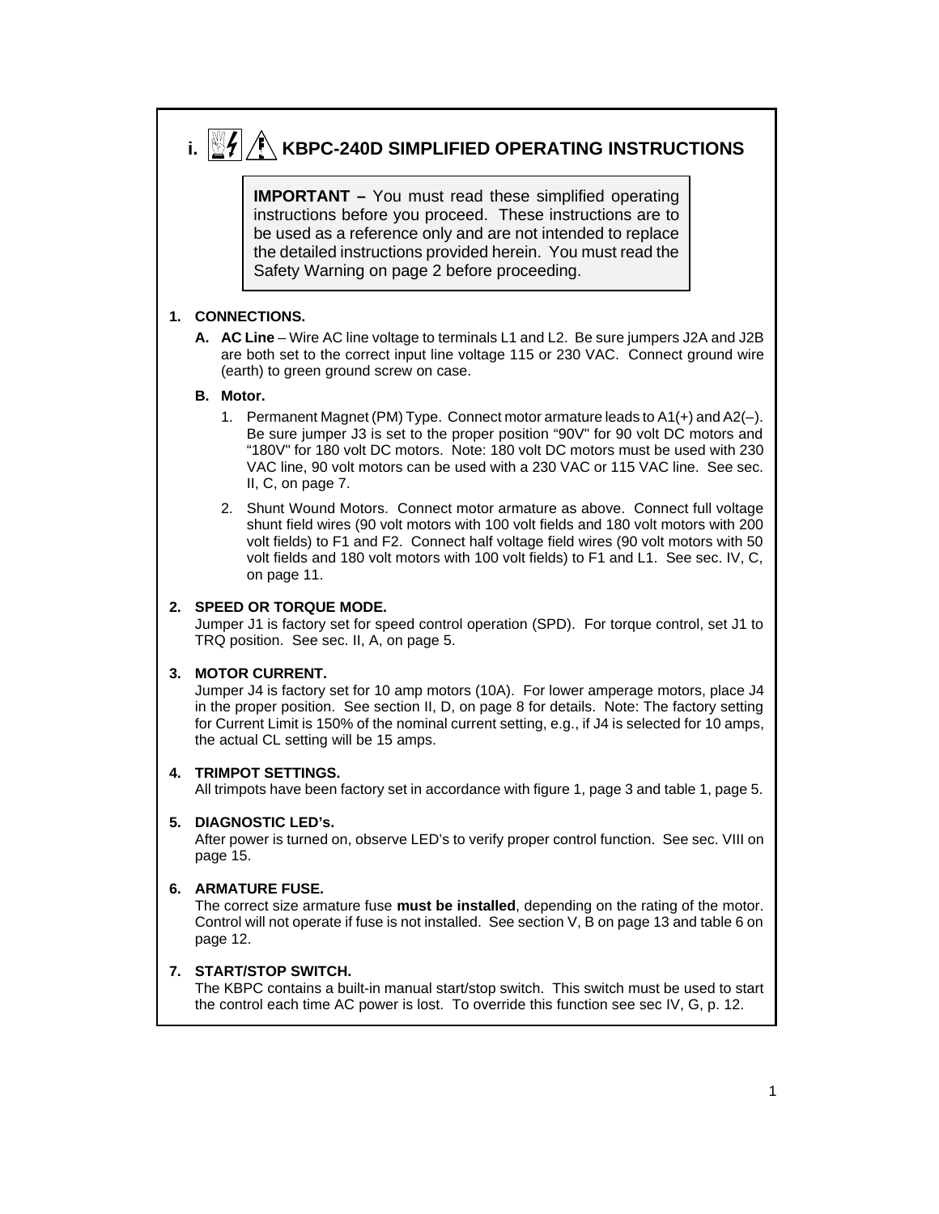# i. KBPC-240D SIMPLIFIED OPERATING INSTRUCTIONS

> **IMPORTANT –** You must read these simplified operating instructions before you proceed. These instructions are to be used as a reference only and are not intended to replace the detailed instructions provided herein. You must read the Safety Warning on page 2 before proceeding.

**1. CONNECTIONS.**

**A. AC Line** – Wire AC line voltage to terminals L1 and L2. Be sure jumpers J2A and J2B are both set to the correct input line voltage 115 or 230 VAC. Connect ground wire (earth) to green ground screw on case.

**B. Motor.**

1. Permanent Magnet (PM) Type. Connect motor armature leads to A1(+) and A2(–). Be sure jumper J3 is set to the proper position “90V" for 90 volt DC motors and “180V" for 180 volt DC motors. Note: 180 volt DC motors must be used with 230 VAC line, 90 volt motors can be used with a 230 VAC or 115 VAC line. See sec. II, C, on page 7.

2. Shunt Wound Motors. Connect motor armature as above. Connect full voltage shunt field wires (90 volt motors with 100 volt fields and 180 volt motors with 200 volt fields) to F1 and F2. Connect half voltage field wires (90 volt motors with 50 volt fields and 180 volt motors with 100 volt fields) to F1 and L1. See sec. IV, C, on page 11.

**2. SPEED OR TORQUE MODE.**
Jumper J1 is factory set for speed control operation (SPD). For torque control, set J1 to TRQ position. See sec. II, A, on page 5.

**3. MOTOR CURRENT.**
Jumper J4 is factory set for 10 amp motors (10A). For lower amperage motors, place J4 in the proper position. See section II, D, on page 8 for details. Note: The factory setting for Current Limit is 150% of the nominal current setting, e.g., if J4 is selected for 10 amps, the actual CL setting will be 15 amps.

**4. TRIMPOT SETTINGS.**
All trimpots have been factory set in accordance with figure 1, page 3 and table 1, page 5.

**5. DIAGNOSTIC LED's.**
After power is turned on, observe LED's to verify proper control function. See sec. VIII on page 15.

**6. ARMATURE FUSE.**
The correct size armature fuse **must be installed**, depending on the rating of the motor. Control will not operate if fuse is not installed. See section V, B on page 13 and table 6 on page 12.

**7. START/STOP SWITCH.**
The KBPC contains a built-in manual start/stop switch. This switch must be used to start the control each time AC power is lost. To override this function see sec IV, G, p. 12.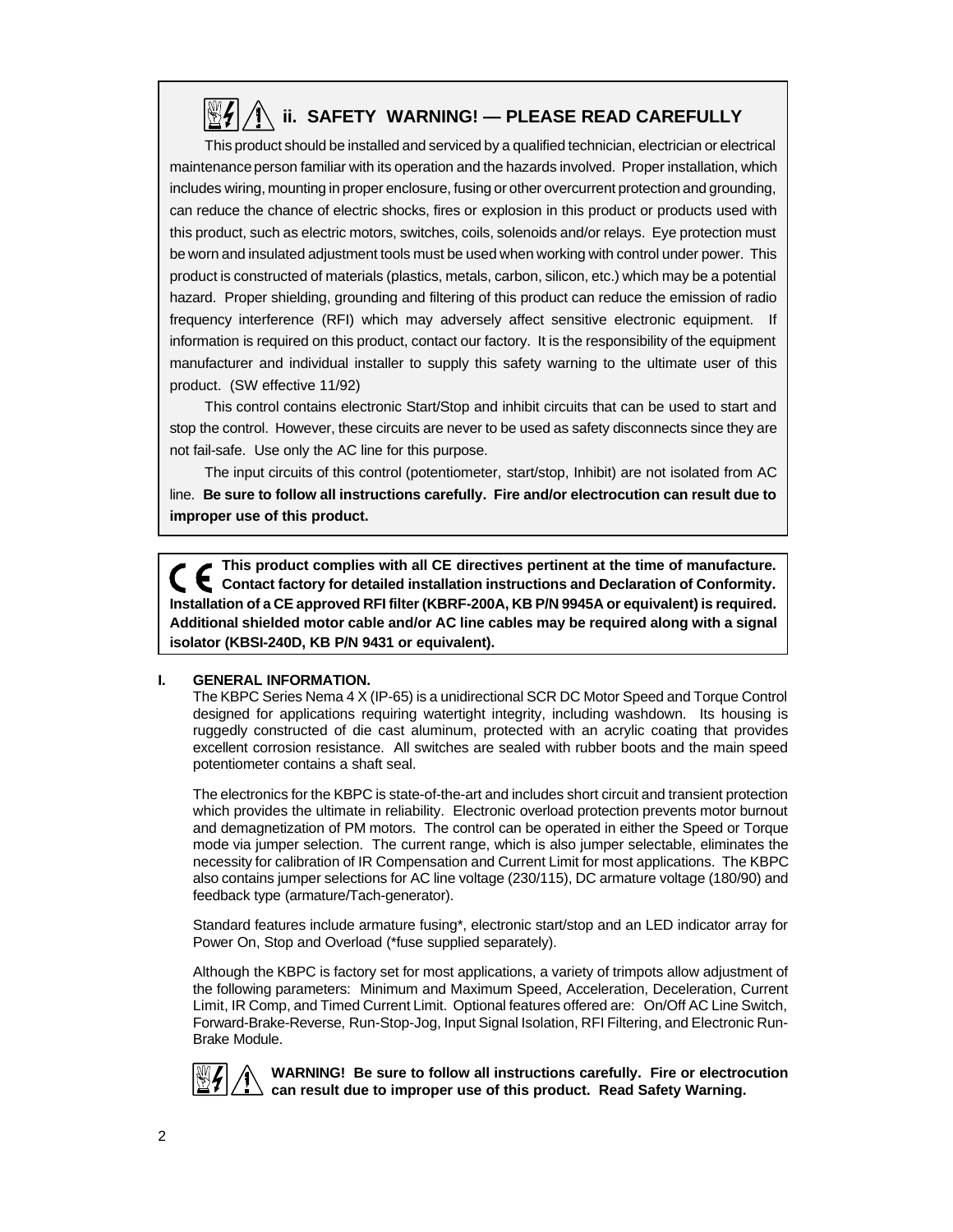## ii. SAFETY WARNING! — PLEASE READ CAREFULLY

This product should be installed and serviced by a qualified technician, electrician or electrical maintenance person familiar with its operation and the hazards involved. Proper installation, which includes wiring, mounting in proper enclosure, fusing or other overcurrent protection and grounding, can reduce the chance of electric shocks, fires or explosion in this product or products used with this product, such as electric motors, switches, coils, solenoids and/or relays. Eye protection must be worn and insulated adjustment tools must be used when working with control under power. This product is constructed of materials (plastics, metals, carbon, silicon, etc.) which may be a potential hazard. Proper shielding, grounding and filtering of this product can reduce the emission of radio frequency interference (RFI) which may adversely affect sensitive electronic equipment. If information is required on this product, contact our factory. It is the responsibility of the equipment manufacturer and individual installer to supply this safety warning to the ultimate user of this product. (SW effective 11/92)

This control contains electronic Start/Stop and inhibit circuits that can be used to start and stop the control. However, these circuits are never to be used as safety disconnects since they are not fail-safe. Use only the AC line for this purpose.

The input circuits of this control (potentiometer, start/stop, Inhibit) are not isolated from AC line. **Be sure to follow all instructions carefully. Fire and/or electrocution can result due to improper use of this product.**

**CE This product complies with all CE directives pertinent at the time of manufacture. Contact factory for detailed installation instructions and Declaration of Conformity. Installation of a CE approved RFI filter (KBRF-200A, KB P/N 9945A or equivalent) is required. Additional shielded motor cable and/or AC line cables may be required along with a signal isolator (KBSI-240D, KB P/N 9431 or equivalent).**

## I. GENERAL INFORMATION.

The KBPC Series Nema 4 X (IP-65) is a unidirectional SCR DC Motor Speed and Torque Control designed for applications requiring watertight integrity, including washdown. Its housing is ruggedly constructed of die cast aluminum, protected with an acrylic coating that provides excellent corrosion resistance. All switches are sealed with rubber boots and the main speed potentiometer contains a shaft seal.

The electronics for the KBPC is state-of-the-art and includes short circuit and transient protection which provides the ultimate in reliability. Electronic overload protection prevents motor burnout and demagnetization of PM motors. The control can be operated in either the Speed or Torque mode via jumper selection. The current range, which is also jumper selectable, eliminates the necessity for calibration of IR Compensation and Current Limit for most applications. The KBPC also contains jumper selections for AC line voltage (230/115), DC armature voltage (180/90) and feedback type (armature/Tach-generator).

Standard features include armature fusing*, electronic start/stop and an LED indicator array for Power On, Stop and Overload (*fuse supplied separately).

Although the KBPC is factory set for most applications, a variety of trimpots allow adjustment of the following parameters: Minimum and Maximum Speed, Acceleration, Deceleration, Current Limit, IR Comp, and Timed Current Limit. Optional features offered are: On/Off AC Line Switch, Forward-Brake-Reverse, Run-Stop-Jog, Input Signal Isolation, RFI Filtering, and Electronic Run-Brake Module.

**WARNING! Be sure to follow all instructions carefully. Fire or electrocution can result due to improper use of this product. Read Safety Warning.**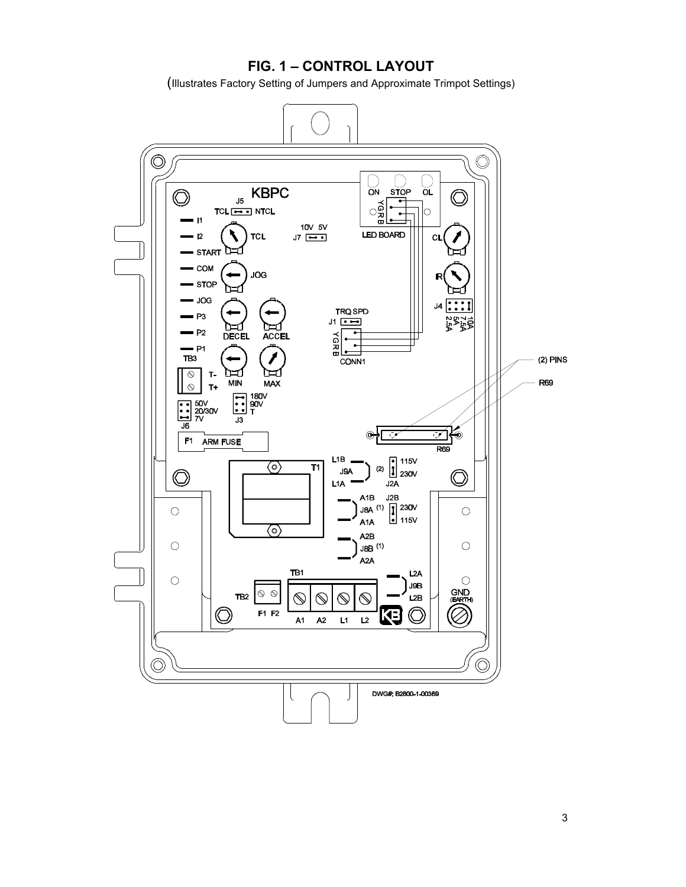## FIG. 1 – CONTROL LAYOUT

(Illustrates Factory Setting of Jumpers and Approximate Trimpot Settings)

KBPC

J5 TCL NTCL

I1
I2
START
COM
STOP
JOG
P3
P2
P1
TB3

TCL
JOG
DECEL ACCEL
MIN MAX

10V 5V
J7

ON STOP OL
Y G R B
LED BOARD

CL
IR

J4 2.5A 5A 7.5A 10A

TRQ SPD
J1
Y G R B
CONN1

T-
T+

J6 50V 20/30V 7V
J3 180V 90V T

F1 ARM FUSE

(2) PINS
R69

T1

L1B
J9A (2)
L1A
J2A 115V 230V

A1B
J8A (1)
A1A
J2B 230V 115V

A2B
J8B (1)
A2A

TB1
L2A
J9B
L2B

TB2 F1 F2
A1 A2 L1 L2

GND (EARTH)

DWG#: B2800-1-00369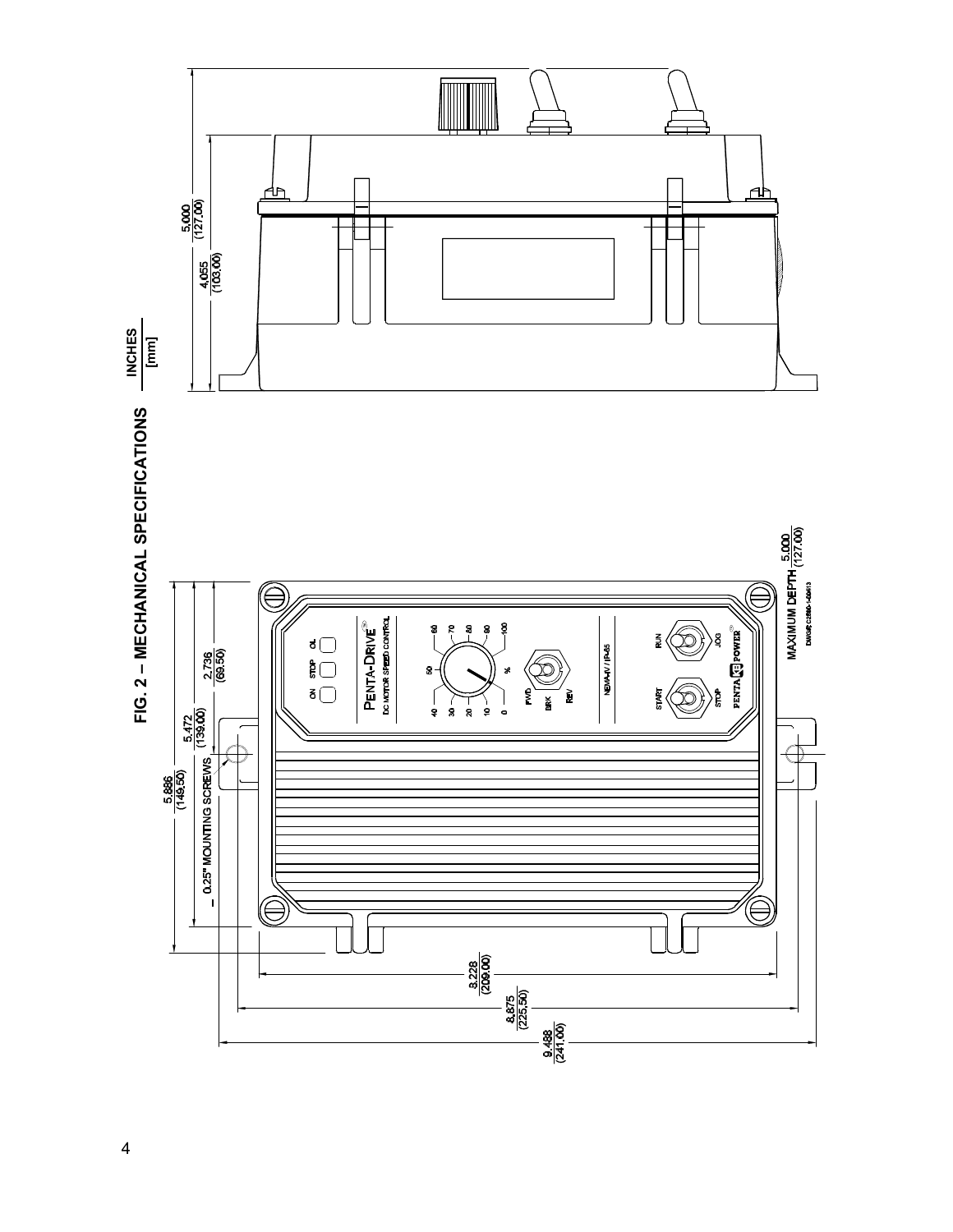# FIG. 2 – MECHANICAL SPECIFICATIONS

INCHES
[mm]

5.000 (127.00)

4.055 (103.00)

5.886 (149.50)

5.472 (139.00)

2.736 (69.50)

– 0.25" MOUNTING SCREWS

PENTA-DRIVE® DC MOTOR SPEED CONTROL

ON STOP OL

0 10 20 30 40 50 60 70 80 90 100 %

FWD BRK REV

NEMA-4/ IP-65

START STOP RUN JOG

PENTA KB POWER®

MAXIMUM DEPTH 5.000 (127.00)

DWG#: C2568-1-00413

8.228 (209.00)

8.875 (225.50)

9.488 (241.00)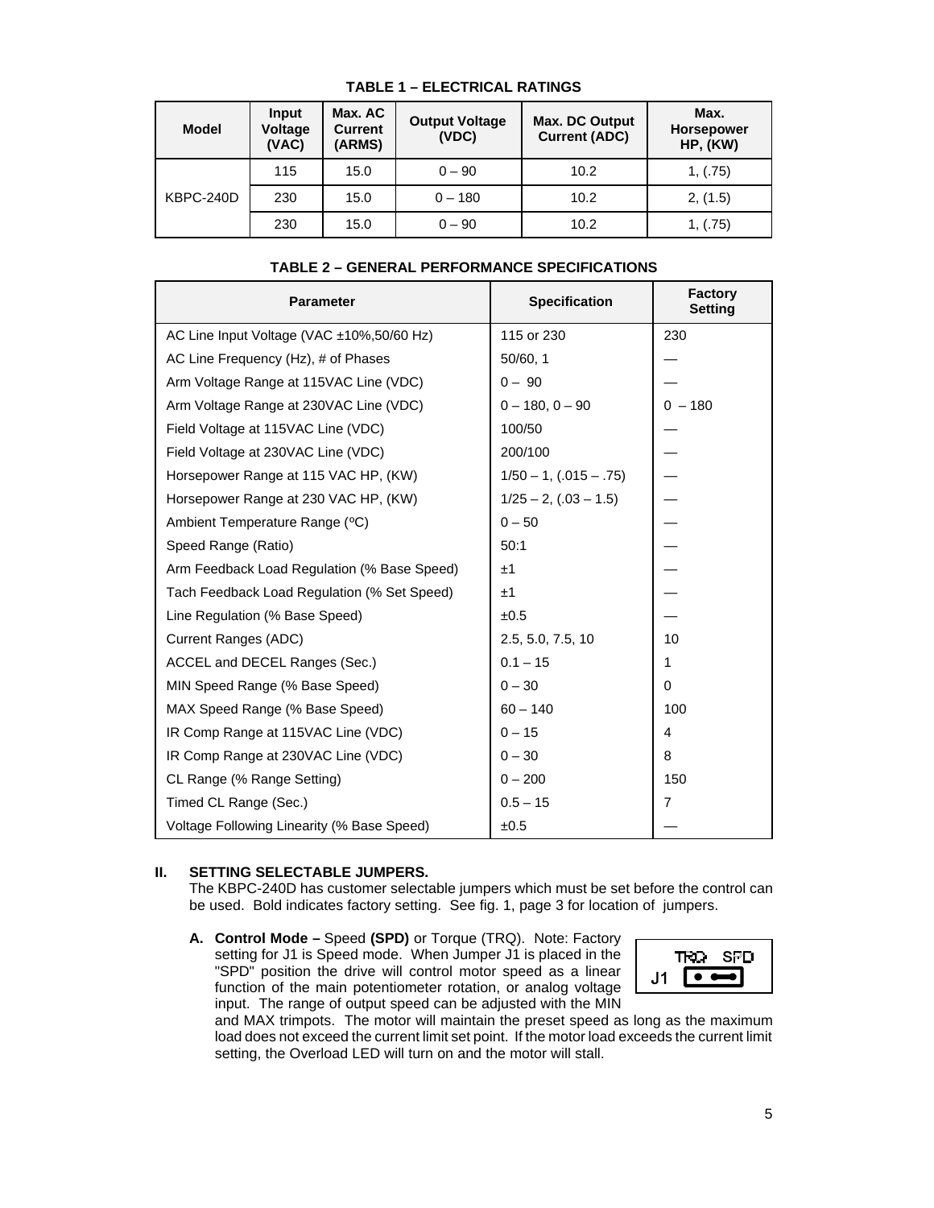**TABLE 1 – ELECTRICAL RATINGS**

| Model | Input Voltage (VAC) | Max. AC Current (ARMS) | Output Voltage (VDC) | Max. DC Output Current (ADC) | Max. Horsepower HP, (KW) |
|---|---|---|---|---|---|
| KBPC-240D | 115 | 15.0 | 0 – 90 | 10.2 | 1, (.75) |
| | 230 | 15.0 | 0 – 180 | 10.2 | 2, (1.5) |
| | 230 | 15.0 | 0 – 90 | 10.2 | 1, (.75) |

**TABLE 2 – GENERAL PERFORMANCE SPECIFICATIONS**

| Parameter | Specification | Factory Setting |
|---|---|---|
| AC Line Input Voltage (VAC ±10%,50/60 Hz) | 115 or 230 | 230 |
| AC Line Frequency (Hz), # of Phases | 50/60, 1 | — |
| Arm Voltage Range at 115VAC Line (VDC) | 0 – 90 | — |
| Arm Voltage Range at 230VAC Line (VDC) | 0 – 180, 0 – 90 | 0 – 180 |
| Field Voltage at 115VAC Line (VDC) | 100/50 | — |
| Field Voltage at 230VAC Line (VDC) | 200/100 | — |
| Horsepower Range at 115 VAC HP, (KW) | 1/50 – 1, (.015 – .75) | — |
| Horsepower Range at 230 VAC HP, (KW) | 1/25 – 2, (.03 – 1.5) | — |
| Ambient Temperature Range (ºC) | 0 – 50 | — |
| Speed Range (Ratio) | 50:1 | — |
| Arm Feedback Load Regulation (% Base Speed) | ±1 | — |
| Tach Feedback Load Regulation (% Set Speed) | ±1 | — |
| Line Regulation (% Base Speed) | ±0.5 | — |
| Current Ranges (ADC) | 2.5, 5.0, 7.5, 10 | 10 |
| ACCEL and DECEL Ranges (Sec.) | 0.1 – 15 | 1 |
| MIN Speed Range (% Base Speed) | 0 – 30 | 0 |
| MAX Speed Range (% Base Speed) | 60 – 140 | 100 |
| IR Comp Range at 115VAC Line (VDC) | 0 – 15 | 4 |
| IR Comp Range at 230VAC Line (VDC) | 0 – 30 | 8 |
| CL Range (% Range Setting) | 0 – 200 | 150 |
| Timed CL Range (Sec.) | 0.5 – 15 | 7 |
| Voltage Following Linearity (% Base Speed) | ±0.5 | — |

## II. SETTING SELECTABLE JUMPERS.

The KBPC-240D has customer selectable jumpers which must be set before the control can be used. Bold indicates factory setting. See fig. 1, page 3 for location of jumpers.

**A. Control Mode –** Speed **(SPD)** or Torque (TRQ). Note: Factory setting for J1 is Speed mode. When Jumper J1 is placed in the "SPD" position the drive will control motor speed as a linear function of the main potentiometer rotation, or analog voltage input. The range of output speed can be adjusted with the MIN and MAX trimpots. The motor will maintain the preset speed as long as the maximum load does not exceed the current limit set point. If the motor load exceeds the current limit setting, the Overload LED will turn on and the motor will stall.

TRQ SPD
J1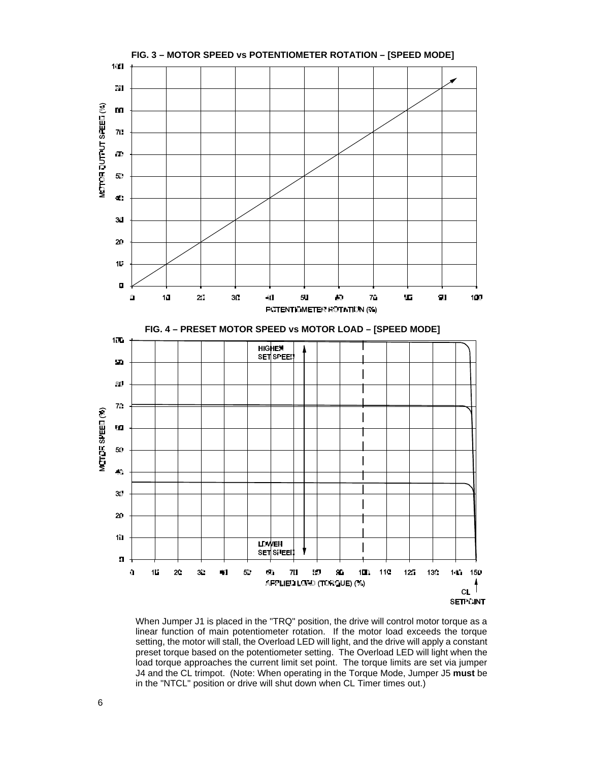**FIG. 3 – MOTOR SPEED vs POTENTIOMETER ROTATION – [SPEED MODE]**

**FIG. 4 – PRESET MOTOR SPEED vs MOTOR LOAD – [SPEED MODE]**

When Jumper J1 is placed in the "TRQ" position, the drive will control motor torque as a linear function of main potentiometer rotation. If the motor load exceeds the torque setting, the motor will stall, the Overload LED will light, and the drive will apply a constant preset torque based on the potentiometer setting. The Overload LED will light when the load torque approaches the current limit set point. The torque limits are set via jumper J4 and the CL trimpot. (Note: When operating in the Torque Mode, Jumper J5 **must** be in the "NTCL" position or drive will shut down when CL Timer times out.)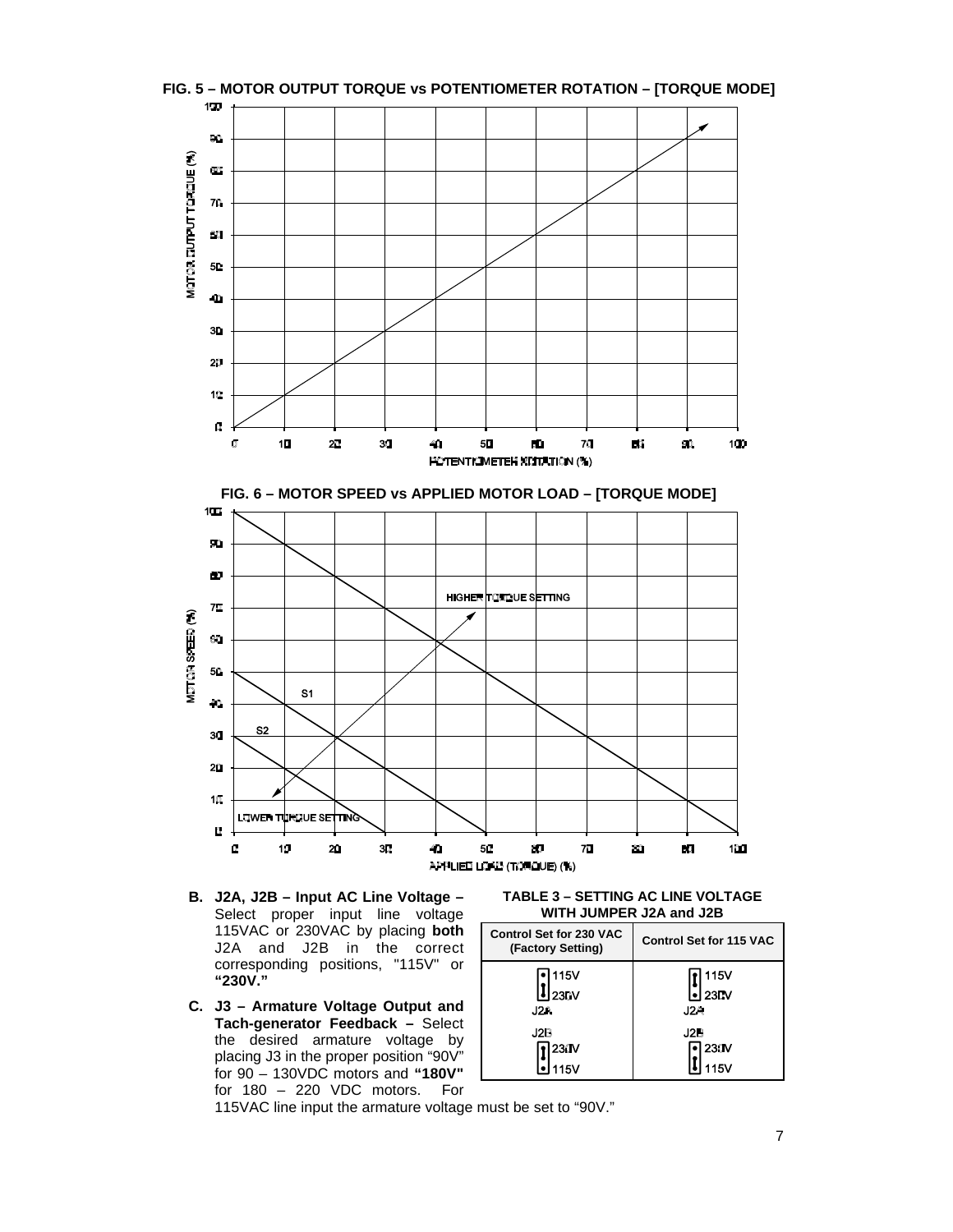**FIG. 5 – MOTOR OUTPUT TORQUE vs POTENTIOMETER ROTATION – [TORQUE MODE]**

**FIG. 6 – MOTOR SPEED vs APPLIED MOTOR LOAD – [TORQUE MODE]**

**B. J2A, J2B – Input AC Line Voltage –** Select proper input line voltage 115VAC or 230VAC by placing **both** J2A and J2B in the correct corresponding positions, "115V" or **"230V."**

**C. J3 – Armature Voltage Output and Tach-generator Feedback –** Select the desired armature voltage by placing J3 in the proper position "90V" for 90 – 130VDC motors and **"180V"** for 180 – 220 VDC motors. For 115VAC line input the armature voltage must be set to "90V."

**TABLE 3 – SETTING AC LINE VOLTAGE WITH JUMPER J2A and J2B**

| Control Set for 230 VAC (Factory Setting) | Control Set for 115 VAC |
|---|---|
| J2A: 115V / 230V (jumper on 230V) | J2A: 115V / 230V (jumper on 115V) |
| J2B: 230V / 115V (jumper on 230V) | J2B: 230V / 115V (jumper on 115V) |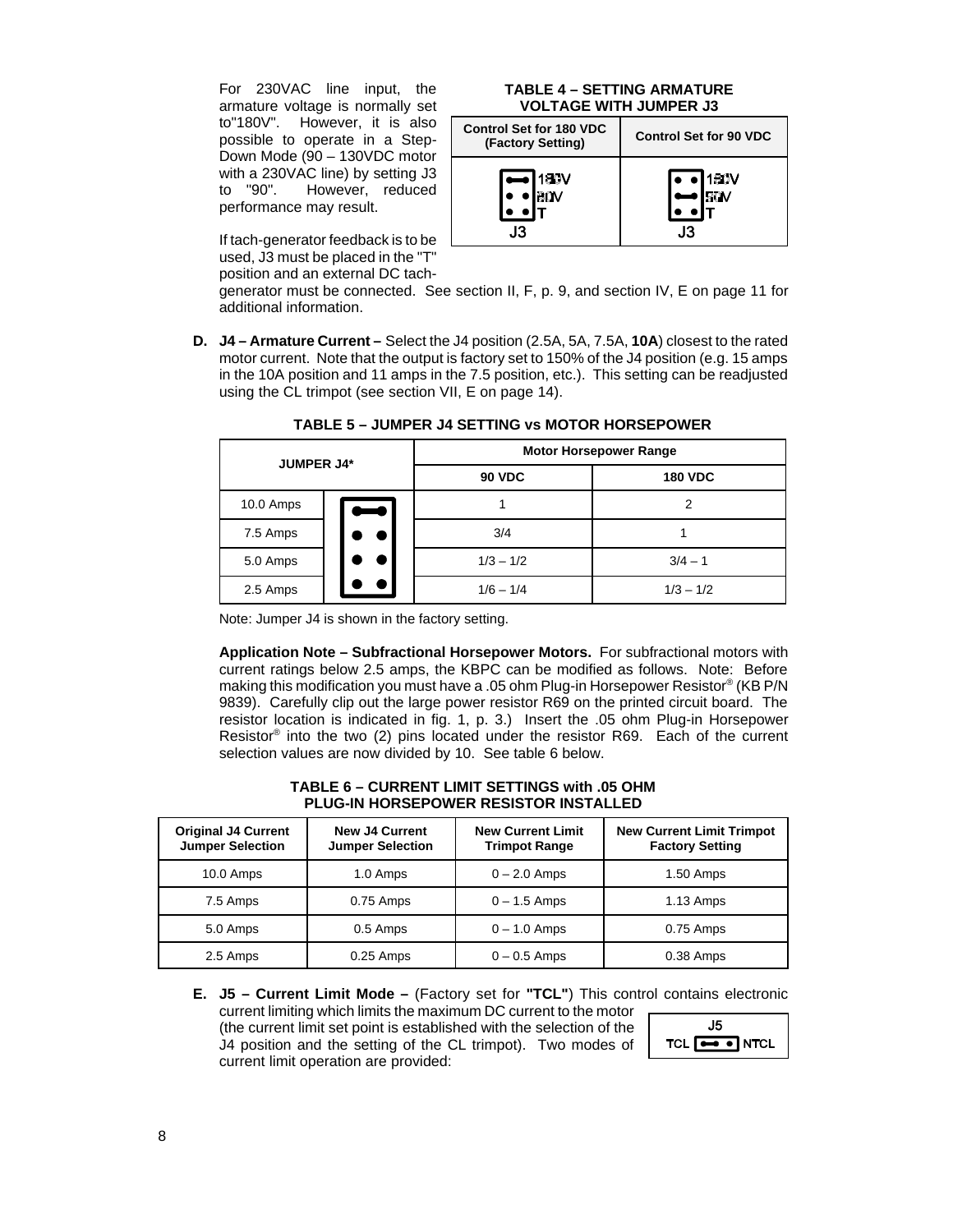For 230VAC line input, the armature voltage is normally set to"180V". However, it is also possible to operate in a Step-Down Mode (90 – 130VDC motor with a 230VAC line) by setting J3 to "90". However, reduced performance may result.

**TABLE 4 – SETTING ARMATURE VOLTAGE WITH JUMPER J3**

| Control Set for 180 VDC (Factory Setting) | Control Set for 90 VDC |
| --- | --- |
| J3 (jumper on 180V) | J3 (jumper on 90V) |

If tach-generator feedback is to be used, J3 must be placed in the "T" position and an external DC tach-generator must be connected. See section II, F, p. 9, and section IV, E on page 11 for additional information.

**D. J4 – Armature Current –** Select the J4 position (2.5A, 5A, 7.5A, **10A**) closest to the rated motor current. Note that the output is factory set to 150% of the J4 position (e.g. 15 amps in the 10A position and 11 amps in the 7.5 position, etc.). This setting can be readjusted using the CL trimpot (see section VII, E on page 14).

**TABLE 5 – JUMPER J4 SETTING vs MOTOR HORSEPOWER**

| JUMPER J4* | Motor Horsepower Range | |
| --- | --- | --- |
| | **90 VDC** | **180 VDC** |
| 10.0 Amps | 1 | 2 |
| 7.5 Amps | 3/4 | 1 |
| 5.0 Amps | 1/3 – 1/2 | 3/4 – 1 |
| 2.5 Amps | 1/6 – 1/4 | 1/3 – 1/2 |

Note: Jumper J4 is shown in the factory setting.

**Application Note – Subfractional Horsepower Motors.** For subfractional motors with current ratings below 2.5 amps, the KBPC can be modified as follows. Note: Before making this modification you must have a .05 ohm Plug-in Horsepower Resistor® (KB P/N 9839). Carefully clip out the large power resistor R69 on the printed circuit board. The resistor location is indicated in fig. 1, p. 3.) Insert the .05 ohm Plug-in Horsepower Resistor® into the two (2) pins located under the resistor R69. Each of the current selection values are now divided by 10. See table 6 below.

**TABLE 6 – CURRENT LIMIT SETTINGS with .05 OHM PLUG-IN HORSEPOWER RESISTOR INSTALLED**

| Original J4 Current Jumper Selection | New J4 Current Jumper Selection | New Current Limit Trimpot Range | New Current Limit Trimpot Factory Setting |
| --- | --- | --- | --- |
| 10.0 Amps | 1.0 Amps | 0 – 2.0 Amps | 1.50 Amps |
| 7.5 Amps | 0.75 Amps | 0 – 1.5 Amps | 1.13 Amps |
| 5.0 Amps | 0.5 Amps | 0 – 1.0 Amps | 0.75 Amps |
| 2.5 Amps | 0.25 Amps | 0 – 0.5 Amps | 0.38 Amps |

**E. J5 – Current Limit Mode –** (Factory set for **"TCL"**) This control contains electronic current limiting which limits the maximum DC current to the motor (the current limit set point is established with the selection of the J4 position and the setting of the CL trimpot). Two modes of current limit operation are provided:

J5: TCL / NTCL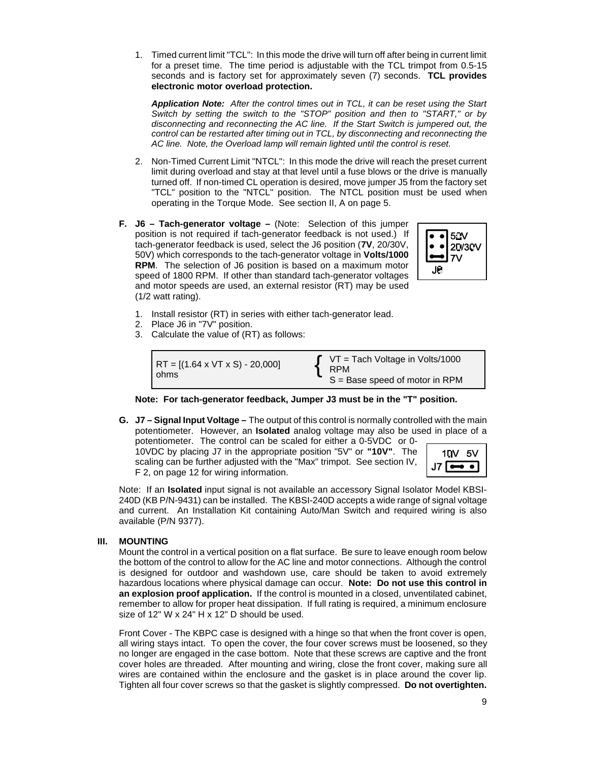1. Timed current limit "TCL": In this mode the drive will turn off after being in current limit for a preset time. The time period is adjustable with the TCL trimpot from 0.5-15 seconds and is factory set for approximately seven (7) seconds. **TCL provides electronic motor overload protection.**

   ***Application Note:*** *After the control times out in TCL, it can be reset using the Start Switch by setting the switch to the "STOP" position and then to "START," or by disconnecting and reconnecting the AC line. If the Start Switch is jumpered out, the control can be restarted after timing out in TCL, by disconnecting and reconnecting the AC line. Note, the Overload lamp will remain lighted until the control is reset.*

2. Non-Timed Current Limit "NTCL": In this mode the drive will reach the preset current limit during overload and stay at that level until a fuse blows or the drive is manually turned off. If non-timed CL operation is desired, move jumper J5 from the factory set "TCL" position to the "NTCL" position. The NTCL position must be used when operating in the Torque Mode. See section II, A on page 5.

**F. J6 – Tach-generator voltage –** (Note: Selection of this jumper position is not required if tach-generator feedback is not used.) If tach-generator feedback is used, select the J6 position (**7V**, 20/30V, 50V) which corresponds to the tach-generator voltage in **Volts/1000 RPM**. The selection of J6 position is based on a maximum motor speed of 1800 RPM. If other than standard tach-generator voltages and motor speeds are used, an external resistor (RT) may be used (1/2 watt rating).

J6: 50V / 20/30V / 7V

1. Install resistor (RT) in series with either tach-generator lead.
2. Place J6 in "7V" position.
3. Calculate the value of (RT) as follows:

| | |
|---|---|
| RT = [(1.64 x VT x S) - 20,000] ohms | VT = Tach Voltage in Volts/1000 RPM<br>S = Base speed of motor in RPM |

**Note: For tach-generator feedback, Jumper J3 must be in the "T" position.**

**G. J7 – Signal Input Voltage –** The output of this control is normally controlled with the main potentiometer. However, an **Isolated** analog voltage may also be used in place of a potentiometer. The control can be scaled for either a 0-5VDC or 0-10VDC by placing J7 in the appropriate position "5V" or **"10V"**. The scaling can be further adjusted with the "Max" trimpot. See section IV, F 2, on page 12 for wiring information.

J7: 10V 5V

Note: If an **Isolated** input signal is not available an accessory Signal Isolator Model KBSI-240D (KB P/N-9431) can be installed. The KBSI-240D accepts a wide range of signal voltage and current. An Installation Kit containing Auto/Man Switch and required wiring is also available (P/N 9377).

## III. MOUNTING

Mount the control in a vertical position on a flat surface. Be sure to leave enough room below the bottom of the control to allow for the AC line and motor connections. Although the control is designed for outdoor and washdown use, care should be taken to avoid extremely hazardous locations where physical damage can occur. **Note: Do not use this control in an explosion proof application.** If the control is mounted in a closed, unventilated cabinet, remember to allow for proper heat dissipation. If full rating is required, a minimum enclosure size of 12" W x 24" H x 12" D should be used.

Front Cover - The KBPC case is designed with a hinge so that when the front cover is open, all wiring stays intact. To open the cover, the four cover screws must be loosened, so they no longer are engaged in the case bottom. Note that these screws are captive and the front cover holes are threaded. After mounting and wiring, close the front cover, making sure all wires are contained within the enclosure and the gasket is in place around the cover lip. Tighten all four cover screws so that the gasket is slightly compressed. **Do not overtighten.**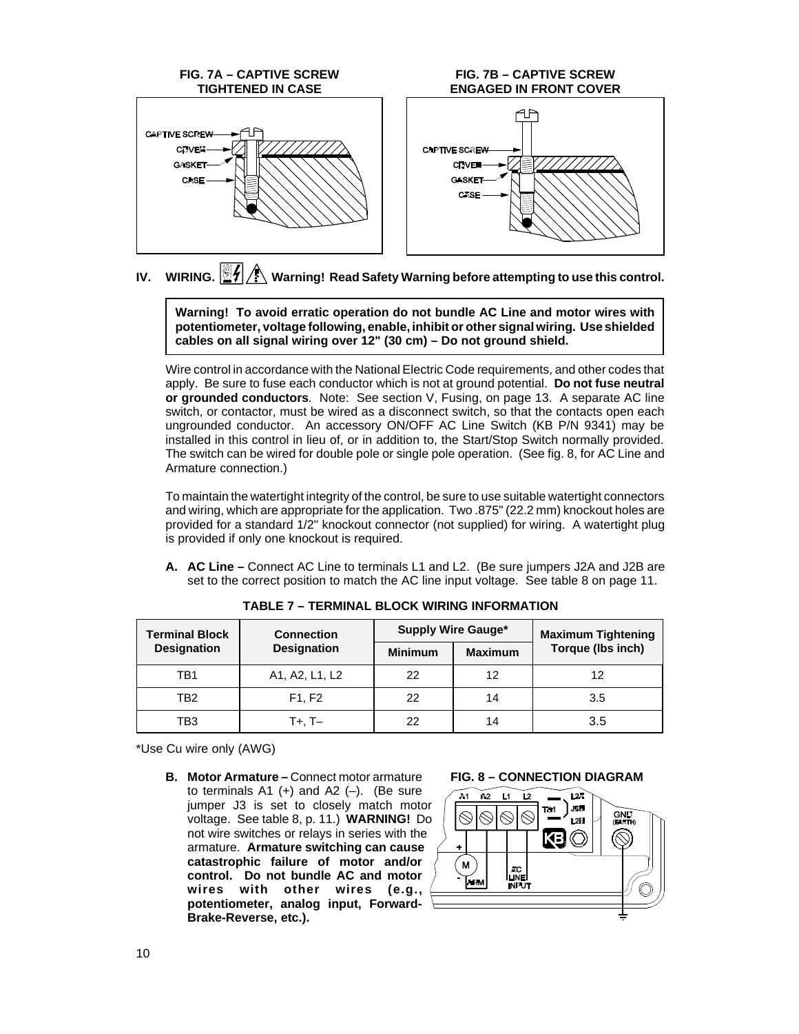**FIG. 7A – CAPTIVE SCREW TIGHTENED IN CASE**

**FIG. 7B – CAPTIVE SCREW ENGAGED IN FRONT COVER**

## IV. WIRING. Warning! Read Safety Warning before attempting to use this control.

**Warning! To avoid erratic operation do not bundle AC Line and motor wires with potentiometer, voltage following, enable, inhibit or other signal wiring. Use shielded cables on all signal wiring over 12" (30 cm) – Do not ground shield.**

Wire control in accordance with the National Electric Code requirements, and other codes that apply. Be sure to fuse each conductor which is not at ground potential. **Do not fuse neutral or grounded conductors**. Note: See section V, Fusing, on page 13. A separate AC line switch, or contactor, must be wired as a disconnect switch, so that the contacts open each ungrounded conductor. An accessory ON/OFF AC Line Switch (KB P/N 9341) may be installed in this control in lieu of, or in addition to, the Start/Stop Switch normally provided. The switch can be wired for double pole or single pole operation. (See fig. 8, for AC Line and Armature connection.)

To maintain the watertight integrity of the control, be sure to use suitable watertight connectors and wiring, which are appropriate for the application. Two .875" (22.2 mm) knockout holes are provided for a standard 1/2" knockout connector (not supplied) for wiring. A watertight plug is provided if only one knockout is required.

**A. AC Line –** Connect AC Line to terminals L1 and L2. (Be sure jumpers J2A and J2B are set to the correct position to match the AC line input voltage. See table 8 on page 11.

**TABLE 7 – TERMINAL BLOCK WIRING INFORMATION**

| Terminal Block Designation | Connection Designation | Supply Wire Gauge* | | Maximum Tightening Torque (lbs inch) |
|---|---|---|---|---|
| | | Minimum | Maximum | |
| TB1 | A1, A2, L1, L2 | 22 | 12 | 12 |
| TB2 | F1, F2 | 22 | 14 | 3.5 |
| TB3 | T+, T– | 22 | 14 | 3.5 |

*Use Cu wire only (AWG)

**B. Motor Armature –** Connect motor armature to terminals A1 (+) and A2 (–). (Be sure jumper J3 is set to closely match motor voltage. See table 8, p. 11.) **WARNING!** Do not wire switches or relays in series with the armature. **Armature switching can cause catastrophic failure of motor and/or control. Do not bundle AC and motor wires with other wires (e.g., potentiometer, analog input, Forward-Brake-Reverse, etc.).**

**FIG. 8 – CONNECTION DIAGRAM**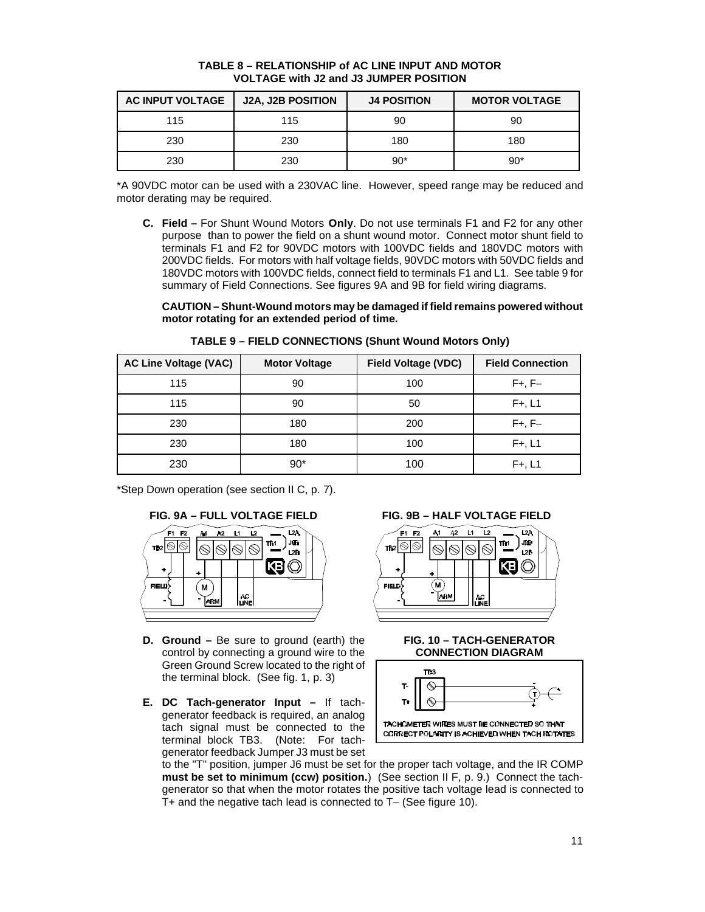**TABLE 8 – RELATIONSHIP of AC LINE INPUT AND MOTOR VOLTAGE with J2 and J3 JUMPER POSITION**

| AC INPUT VOLTAGE | J2A, J2B POSITION | J4 POSITION | MOTOR VOLTAGE |
|---|---|---|---|
| 115 | 115 | 90 | 90 |
| 230 | 230 | 180 | 180 |
| 230 | 230 | 90* | 90* |

*A 90VDC motor can be used with a 230VAC line. However, speed range may be reduced and motor derating may be required.

**C. Field –** For Shunt Wound Motors **Only**. Do not use terminals F1 and F2 for any other purpose than to power the field on a shunt wound motor. Connect motor shunt field to terminals F1 and F2 for 90VDC motors with 100VDC fields and 180VDC motors with 200VDC fields. For motors with half voltage fields, 90VDC motors with 50VDC fields and 180VDC motors with 100VDC fields, connect field to terminals F1 and L1. See table 9 for summary of Field Connections. See figures 9A and 9B for field wiring diagrams.

**CAUTION – Shunt-Wound motors may be damaged if field remains powered without motor rotating for an extended period of time.**

**TABLE 9 – FIELD CONNECTIONS (Shunt Wound Motors Only)**

| AC Line Voltage (VAC) | Motor Voltage | Field Voltage (VDC) | Field Connection |
|---|---|---|---|
| 115 | 90 | 100 | F+, F– |
| 115 | 90 | 50 | F+, L1 |
| 230 | 180 | 200 | F+, F– |
| 230 | 180 | 100 | F+, L1 |
| 230 | 90* | 100 | F+, L1 |

*Step Down operation (see section II C, p. 7).

**FIG. 9A – FULL VOLTAGE FIELD**

**FIG. 9B – HALF VOLTAGE FIELD**

**D. Ground –** Be sure to ground (earth) the control by connecting a ground wire to the Green Ground Screw located to the right of the terminal block. (See fig. 1, p. 3)

**E. DC Tach-generator Input –** If tach-generator feedback is required, an analog tach signal must be connected to the terminal block TB3. (Note: For tach-generator feedback Jumper J3 must be set to the "T" position, jumper J6 must be set for the proper tach voltage, and the IR COMP **must be set to minimum (ccw) position.**) (See section II F, p. 9.) Connect the tach-generator so that when the motor rotates the positive tach voltage lead is connected to T+ and the negative tach lead is connected to T– (See figure 10).

**FIG. 10 – TACH-GENERATOR CONNECTION DIAGRAM**

TACHOMETER WIRES MUST BE CONNECTED SO THAT CORRECT POLARITY IS ACHIEVED WHEN TACH ROTATES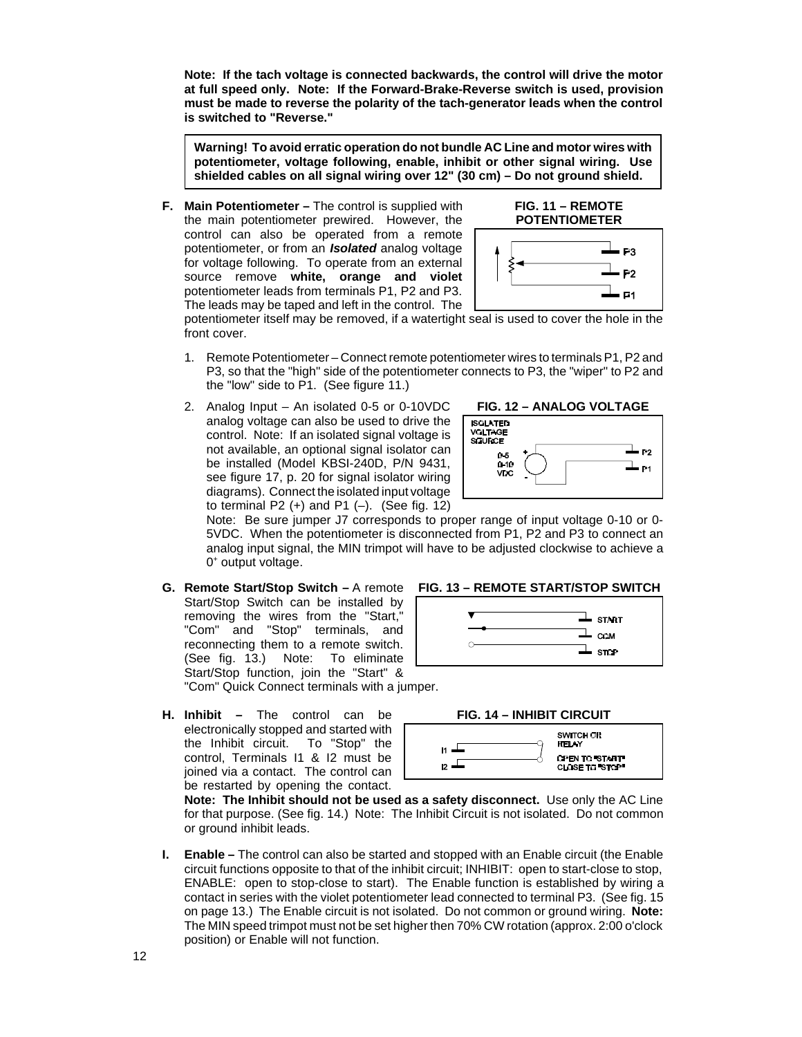**Note: If the tach voltage is connected backwards, the control will drive the motor at full speed only. Note: If the Forward-Brake-Reverse switch is used, provision must be made to reverse the polarity of the tach-generator leads when the control is switched to "Reverse."**

> **Warning! To avoid erratic operation do not bundle AC Line and motor wires with potentiometer, voltage following, enable, inhibit or other signal wiring. Use shielded cables on all signal wiring over 12" (30 cm) – Do not ground shield.**

**F. Main Potentiometer –** The control is supplied with the main potentiometer prewired. However, the control can also be operated from a remote potentiometer, or from an ***Isolated*** analog voltage for voltage following. To operate from an external source remove **white, orange and violet** potentiometer leads from terminals P1, P2 and P3. The leads may be taped and left in the control. The potentiometer itself may be removed, if a watertight seal is used to cover the hole in the front cover.

**FIG. 11 – REMOTE POTENTIOMETER**

1. Remote Potentiometer – Connect remote potentiometer wires to terminals P1, P2 and P3, so that the "high" side of the potentiometer connects to P3, the "wiper" to P2 and the "low" side to P1. (See figure 11.)

2. Analog Input – An isolated 0-5 or 0-10VDC analog voltage can also be used to drive the control. Note: If an isolated signal voltage is not available, an optional signal isolator can be installed (Model KBSI-240D, P/N 9431, see figure 17, p. 20 for signal isolator wiring diagrams). Connect the isolated input voltage to terminal P2 (+) and P1 (–). (See fig. 12)

   **FIG. 12 – ANALOG VOLTAGE**

   Note: Be sure jumper J7 corresponds to proper range of input voltage 0-10 or 0-5VDC. When the potentiometer is disconnected from P1, P2 and P3 to connect an analog input signal, the MIN trimpot will have to be adjusted clockwise to achieve a $0^+$ output voltage.

**G. Remote Start/Stop Switch –** A remote Start/Stop Switch can be installed by removing the wires from the "Start," "Com" and "Stop" terminals, and reconnecting them to a remote switch. (See fig. 13.) Note: To eliminate Start/Stop function, join the "Start" & "Com" Quick Connect terminals with a jumper.

**FIG. 13 – REMOTE START/STOP SWITCH**

**H. Inhibit –** The control can be electronically stopped and started with the Inhibit circuit. To "Stop" the control, Terminals I1 & I2 must be joined via a contact. The control can be restarted by opening the contact. **Note: The Inhibit should not be used as a safety disconnect.** Use only the AC Line for that purpose. (See fig. 14.) Note: The Inhibit Circuit is not isolated. Do not common or ground inhibit leads.

**FIG. 14 – INHIBIT CIRCUIT**

**I. Enable –** The control can also be started and stopped with an Enable circuit (the Enable circuit functions opposite to that of the inhibit circuit; INHIBIT: open to start-close to stop, ENABLE: open to stop-close to start). The Enable function is established by wiring a contact in series with the violet potentiometer lead connected to terminal P3. (See fig. 15 on page 13.) The Enable circuit is not isolated. Do not common or ground wiring. **Note:** The MIN speed trimpot must not be set higher then 70% CW rotation (approx. 2:00 o'clock position) or Enable will not function.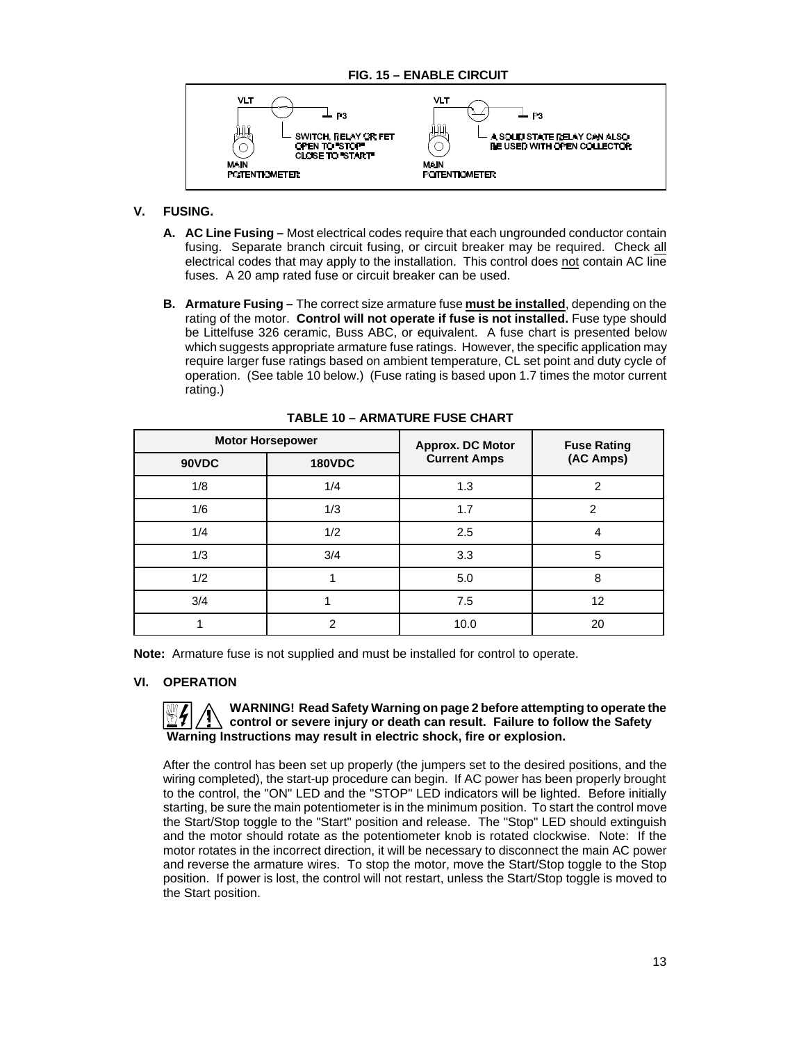**FIG. 15 – ENABLE CIRCUIT**

VLT — P3 — SWITCH, RELAY OR FET OPEN TO "STOP" CLOSE TO "START" — MAIN POTENTIOMETER

VLT — P3 — A SOLID STATE RELAY CAN ALSO BE USED WITH OPEN COLLECTOR. — MAIN POTENTIOMETER

## V. FUSING.

**A. AC Line Fusing –** Most electrical codes require that each ungrounded conductor contain fusing. Separate branch circuit fusing, or circuit breaker may be required. Check all electrical codes that may apply to the installation. This control does not contain AC line fuses. A 20 amp rated fuse or circuit breaker can be used.

**B. Armature Fusing –** The correct size armature fuse **must be installed**, depending on the rating of the motor. **Control will not operate if fuse is not installed.** Fuse type should be Littelfuse 326 ceramic, Buss ABC, or equivalent. A fuse chart is presented below which suggests appropriate armature fuse ratings. However, the specific application may require larger fuse ratings based on ambient temperature, CL set point and duty cycle of operation. (See table 10 below.) (Fuse rating is based upon 1.7 times the motor current rating.)

**TABLE 10 – ARMATURE FUSE CHART**

| Motor Horsepower | | Approx. DC Motor Current Amps | Fuse Rating (AC Amps) |
|---|---|---|---|
| 90VDC | 180VDC | | |
| 1/8 | 1/4 | 1.3 | 2 |
| 1/6 | 1/3 | 1.7 | 2 |
| 1/4 | 1/2 | 2.5 | 4 |
| 1/3 | 3/4 | 3.3 | 5 |
| 1/2 | 1 | 5.0 | 8 |
| 3/4 | 1 | 7.5 | 12 |
| 1 | 2 | 10.0 | 20 |

**Note:** Armature fuse is not supplied and must be installed for control to operate.

## VI. OPERATION

**WARNING! Read Safety Warning on page 2 before attempting to operate the control or severe injury or death can result. Failure to follow the Safety Warning Instructions may result in electric shock, fire or explosion.**

After the control has been set up properly (the jumpers set to the desired positions, and the wiring completed), the start-up procedure can begin. If AC power has been properly brought to the control, the "ON" LED and the "STOP" LED indicators will be lighted. Before initially starting, be sure the main potentiometer is in the minimum position. To start the control move the Start/Stop toggle to the "Start" position and release. The "Stop" LED should extinguish and the motor should rotate as the potentiometer knob is rotated clockwise. Note: If the motor rotates in the incorrect direction, it will be necessary to disconnect the main AC power and reverse the armature wires. To stop the motor, move the Start/Stop toggle to the Stop position. If power is lost, the control will not restart, unless the Start/Stop toggle is moved to the Start position.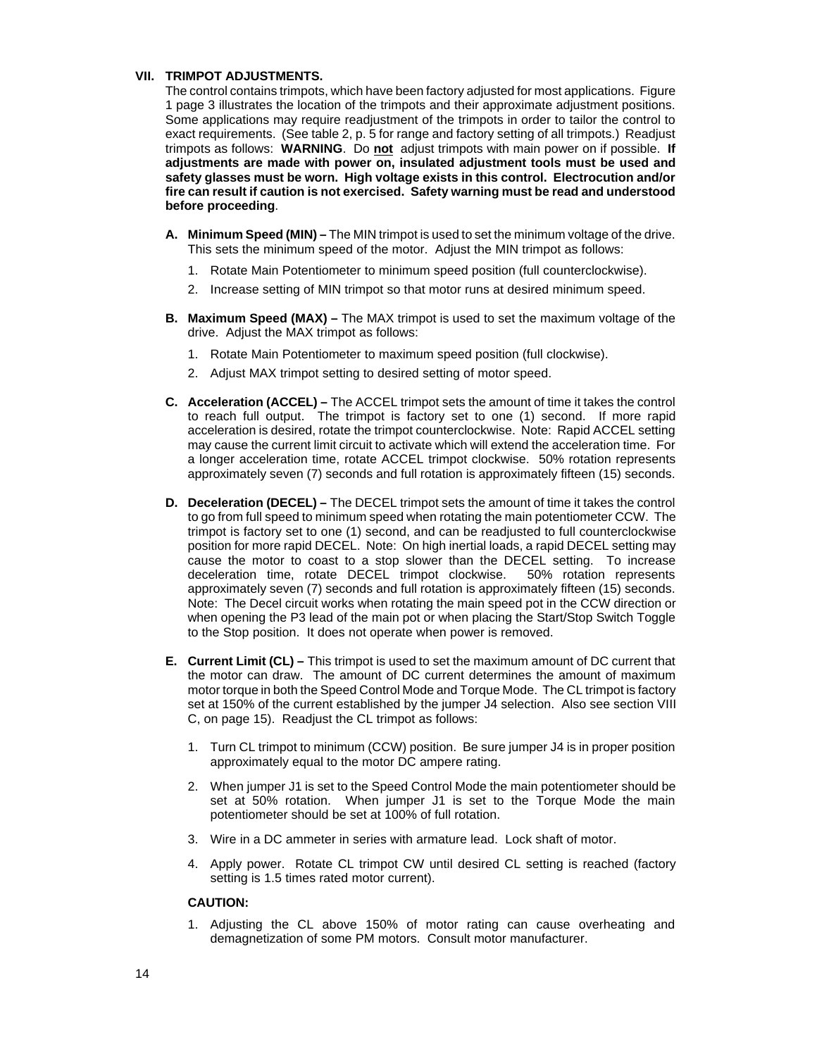## VII. TRIMPOT ADJUSTMENTS.

The control contains trimpots, which have been factory adjusted for most applications. Figure 1 page 3 illustrates the location of the trimpots and their approximate adjustment positions. Some applications may require readjustment of the trimpots in order to tailor the control to exact requirements. (See table 2, p. 5 for range and factory setting of all trimpots.) Readjust trimpots as follows: **WARNING**. Do **not** adjust trimpots with main power on if possible. **If adjustments are made with power on, insulated adjustment tools must be used and safety glasses must be worn. High voltage exists in this control. Electrocution and/or fire can result if caution is not exercised. Safety warning must be read and understood before proceeding**.

**A. Minimum Speed (MIN) –** The MIN trimpot is used to set the minimum voltage of the drive. This sets the minimum speed of the motor. Adjust the MIN trimpot as follows:

1. Rotate Main Potentiometer to minimum speed position (full counterclockwise).
2. Increase setting of MIN trimpot so that motor runs at desired minimum speed.

**B. Maximum Speed (MAX) –** The MAX trimpot is used to set the maximum voltage of the drive. Adjust the MAX trimpot as follows:

1. Rotate Main Potentiometer to maximum speed position (full clockwise).
2. Adjust MAX trimpot setting to desired setting of motor speed.

**C. Acceleration (ACCEL) –** The ACCEL trimpot sets the amount of time it takes the control to reach full output. The trimpot is factory set to one (1) second. If more rapid acceleration is desired, rotate the trimpot counterclockwise. Note: Rapid ACCEL setting may cause the current limit circuit to activate which will extend the acceleration time. For a longer acceleration time, rotate ACCEL trimpot clockwise. 50% rotation represents approximately seven (7) seconds and full rotation is approximately fifteen (15) seconds.

**D. Deceleration (DECEL) –** The DECEL trimpot sets the amount of time it takes the control to go from full speed to minimum speed when rotating the main potentiometer CCW. The trimpot is factory set to one (1) second, and can be readjusted to full counterclockwise position for more rapid DECEL. Note: On high inertial loads, a rapid DECEL setting may cause the motor to coast to a stop slower than the DECEL setting. To increase deceleration time, rotate DECEL trimpot clockwise. 50% rotation represents approximately seven (7) seconds and full rotation is approximately fifteen (15) seconds. Note: The Decel circuit works when rotating the main speed pot in the CCW direction or when opening the P3 lead of the main pot or when placing the Start/Stop Switch Toggle to the Stop position. It does not operate when power is removed.

**E. Current Limit (CL) –** This trimpot is used to set the maximum amount of DC current that the motor can draw. The amount of DC current determines the amount of maximum motor torque in both the Speed Control Mode and Torque Mode. The CL trimpot is factory set at 150% of the current established by the jumper J4 selection. Also see section VIII C, on page 15). Readjust the CL trimpot as follows:

1. Turn CL trimpot to minimum (CCW) position. Be sure jumper J4 is in proper position approximately equal to the motor DC ampere rating.
2. When jumper J1 is set to the Speed Control Mode the main potentiometer should be set at 50% rotation. When jumper J1 is set to the Torque Mode the main potentiometer should be set at 100% of full rotation.
3. Wire in a DC ammeter in series with armature lead. Lock shaft of motor.
4. Apply power. Rotate CL trimpot CW until desired CL setting is reached (factory setting is 1.5 times rated motor current).

**CAUTION:**

1. Adjusting the CL above 150% of motor rating can cause overheating and demagnetization of some PM motors. Consult motor manufacturer.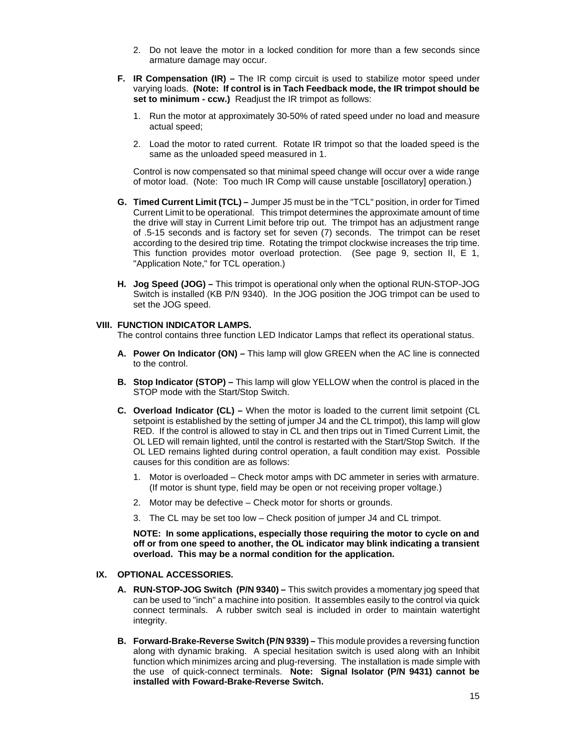2. Do not leave the motor in a locked condition for more than a few seconds since armature damage may occur.

**F. IR Compensation (IR) –** The IR comp circuit is used to stabilize motor speed under varying loads. **(Note: If control is in Tach Feedback mode, the IR trimpot should be set to minimum - ccw.)** Readjust the IR trimpot as follows:

1. Run the motor at approximately 30-50% of rated speed under no load and measure actual speed;
2. Load the motor to rated current. Rotate IR trimpot so that the loaded speed is the same as the unloaded speed measured in 1.

Control is now compensated so that minimal speed change will occur over a wide range of motor load. (Note: Too much IR Comp will cause unstable [oscillatory] operation.)

**G. Timed Current Limit (TCL) –** Jumper J5 must be in the "TCL" position, in order for Timed Current Limit to be operational. This trimpot determines the approximate amount of time the drive will stay in Current Limit before trip out. The trimpot has an adjustment range of .5-15 seconds and is factory set for seven (7) seconds. The trimpot can be reset according to the desired trip time. Rotating the trimpot clockwise increases the trip time. This function provides motor overload protection. (See page 9, section II, E 1, "Application Note," for TCL operation.)

**H. Jog Speed (JOG) –** This trimpot is operational only when the optional RUN-STOP-JOG Switch is installed (KB P/N 9340). In the JOG position the JOG trimpot can be used to set the JOG speed.

## VIII. FUNCTION INDICATOR LAMPS.

The control contains three function LED Indicator Lamps that reflect its operational status.

**A. Power On Indicator (ON) –** This lamp will glow GREEN when the AC line is connected to the control.

**B. Stop Indicator (STOP) –** This lamp will glow YELLOW when the control is placed in the STOP mode with the Start/Stop Switch.

**C. Overload Indicator (CL) –** When the motor is loaded to the current limit setpoint (CL setpoint is established by the setting of jumper J4 and the CL trimpot), this lamp will glow RED. If the control is allowed to stay in CL and then trips out in Timed Current Limit, the OL LED will remain lighted, until the control is restarted with the Start/Stop Switch. If the OL LED remains lighted during control operation, a fault condition may exist. Possible causes for this condition are as follows:

1. Motor is overloaded – Check motor amps with DC ammeter in series with armature. (If motor is shunt type, field may be open or not receiving proper voltage.)
2. Motor may be defective – Check motor for shorts or grounds.
3. The CL may be set too low – Check position of jumper J4 and CL trimpot.

**NOTE: In some applications, especially those requiring the motor to cycle on and off or from one speed to another, the OL indicator may blink indicating a transient overload. This may be a normal condition for the application.**

## IX. OPTIONAL ACCESSORIES.

**A. RUN-STOP-JOG Switch (P/N 9340) –** This switch provides a momentary jog speed that can be used to "inch" a machine into position. It assembles easily to the control via quick connect terminals. A rubber switch seal is included in order to maintain watertight integrity.

**B. Forward-Brake-Reverse Switch (P/N 9339) –** This module provides a reversing function along with dynamic braking. A special hesitation switch is used along with an Inhibit function which minimizes arcing and plug-reversing. The installation is made simple with the use of quick-connect terminals. **Note: Signal Isolator (P/N 9431) cannot be installed with Foward-Brake-Reverse Switch.**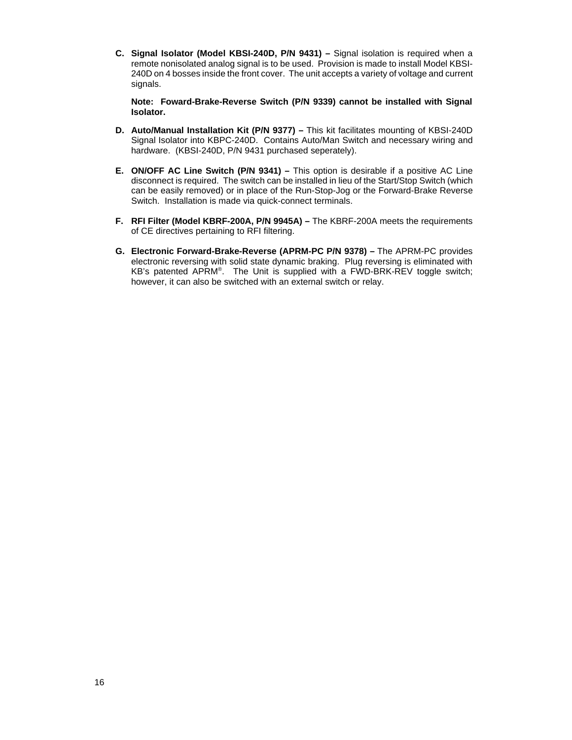**C. Signal Isolator (Model KBSI-240D, P/N 9431) –** Signal isolation is required when a remote nonisolated analog signal is to be used. Provision is made to install Model KBSI-240D on 4 bosses inside the front cover. The unit accepts a variety of voltage and current signals.

**Note: Foward-Brake-Reverse Switch (P/N 9339) cannot be installed with Signal Isolator.**

**D. Auto/Manual Installation Kit (P/N 9377) –** This kit facilitates mounting of KBSI-240D Signal Isolator into KBPC-240D. Contains Auto/Man Switch and necessary wiring and hardware. (KBSI-240D, P/N 9431 purchased seperately).

**E. ON/OFF AC Line Switch (P/N 9341) –** This option is desirable if a positive AC Line disconnect is required. The switch can be installed in lieu of the Start/Stop Switch (which can be easily removed) or in place of the Run-Stop-Jog or the Forward-Brake Reverse Switch. Installation is made via quick-connect terminals.

**F. RFI Filter (Model KBRF-200A, P/N 9945A) –** The KBRF-200A meets the requirements of CE directives pertaining to RFI filtering.

**G. Electronic Forward-Brake-Reverse (APRM-PC P/N 9378) –** The APRM-PC provides electronic reversing with solid state dynamic braking. Plug reversing is eliminated with KB's patented APRM®. The Unit is supplied with a FWD-BRK-REV toggle switch; however, it can also be switched with an external switch or relay.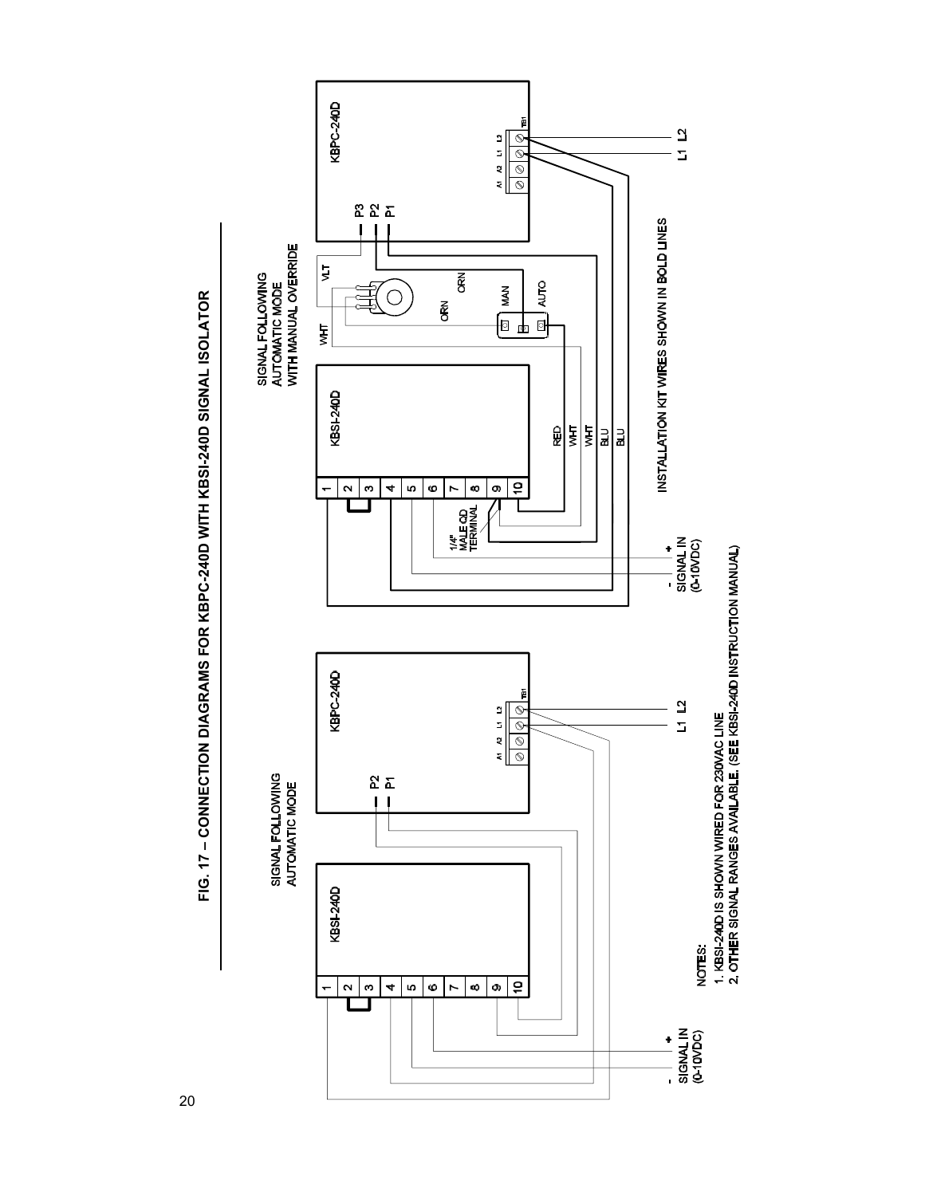# FIG. 17 – CONNECTION DIAGRAMS FOR KBPC-240D WITH KBSI-240D SIGNAL ISOLATOR

SIGNAL FOLLOWING
AUTOMATIC MODE

KBSI-240D

1 2 3 4 5 6 7 8 9 10

KBPC-240D

P2 P1

A1 A2 L1 L2 TB1

- + SIGNAL IN (0-10VDC)

L1 L2

SIGNAL FOLLOWING
AUTOMATIC MODE
WITH MANUAL OVERRIDE

KBSI-240D

1 2 3 4 5 6 7 8 9 10

RED WHT WHT BLU BLU

1/4" MALE QD TERMINAL

WHT VLT ORN ORN

MAN AUTO

KBPC-240D

P3 P2 P1

A1 A2 L1 L2 TB1

- + SIGNAL IN (0-10VDC)

L1 L2

INSTALLATION KIT WIRES SHOWN IN BOLD LINES

NOTES:
1. KBSI-240D IS SHOWN WIRED FOR 230VAC LINE
2. OTHER SIGNAL RANGES AVAILABLE. (SEE KBSI-240D INSTRUCTION MANUAL)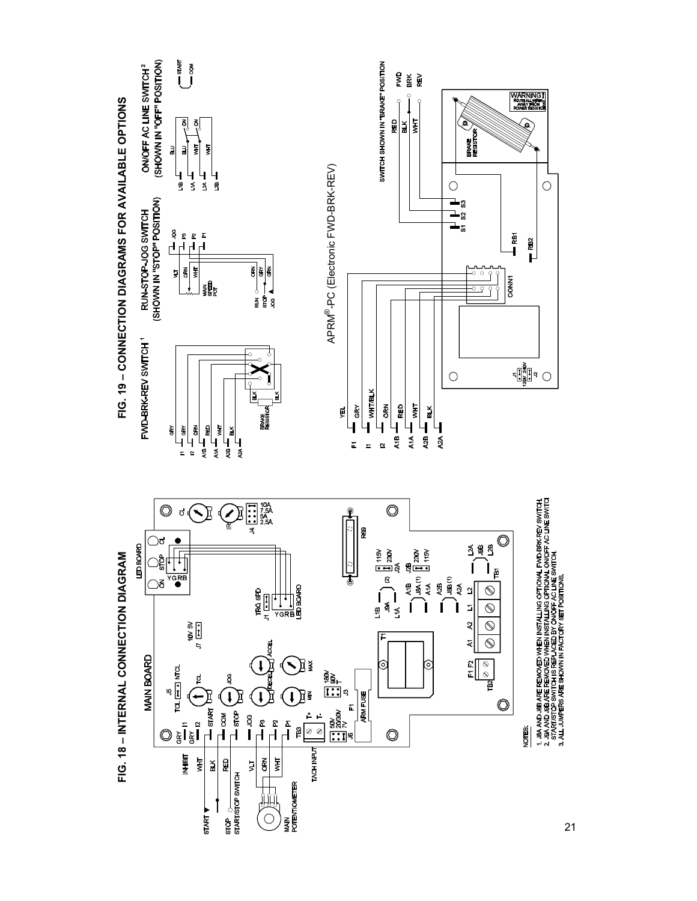## FIG. 18 – INTERNAL CONNECTION DIAGRAM

## FIG. 19 – CONNECTION DIAGRAMS FOR AVAILABLE OPTIONS

FWD-BRK-REV SWITCH [1]

RUN-STOP-JOG SWITCH (SHOWN IN "STOP" POSITION)

ON/OFF AC LINE SWITCH [2] (SHOWN IN "OFF" POSITION)

APRM®-PC (Electronic FWD-BRK-REV)

SWITCH SHOWN IN "BRAKE" POSITION

NOTES:

1. J8A AND J8B ARE REMOVED WHEN INSTALLING OPTIONAL FWD-BRK-REV SWITCH.
2. J9A AND J9B ARE REMOVED WHEN INSTALLING OPTIONAL ON/OFF AC LINE SWITCH. START/STOP SWITCH IS REPLACED BY ON/OFF AC LINE SWITCH.
3. ALL JUMPERS ARE SHOWN IN FACTORY SET POSITIONS.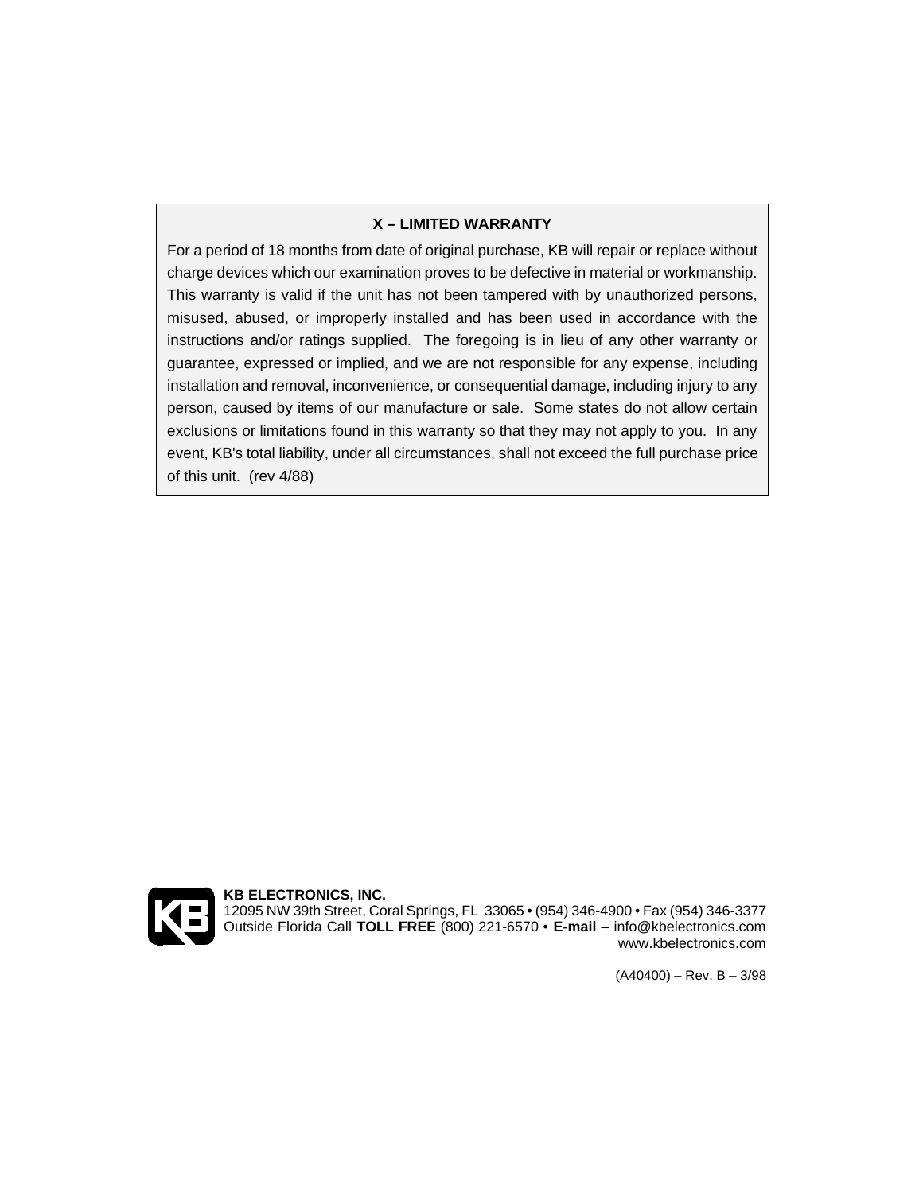## X – LIMITED WARRANTY

For a period of 18 months from date of original purchase, KB will repair or replace without charge devices which our examination proves to be defective in material or workmanship. This warranty is valid if the unit has not been tampered with by unauthorized persons, misused, abused, or improperly installed and has been used in accordance with the instructions and/or ratings supplied. The foregoing is in lieu of any other warranty or guarantee, expressed or implied, and we are not responsible for any expense, including installation and removal, inconvenience, or consequential damage, including injury to any person, caused by items of our manufacture or sale. Some states do not allow certain exclusions or limitations found in this warranty so that they may not apply to you. In any event, KB's total liability, under all circumstances, shall not exceed the full purchase price of this unit. (rev 4/88)

**KB ELECTRONICS, INC.**
12095 NW 39th Street, Coral Springs, FL 33065 • (954) 346-4900 • Fax (954) 346-3377
Outside Florida Call **TOLL FREE** (800) 221-6570 • **E-mail** – info@kbelectronics.com
www.kbelectronics.com

(A40400) – Rev. B – 3/98